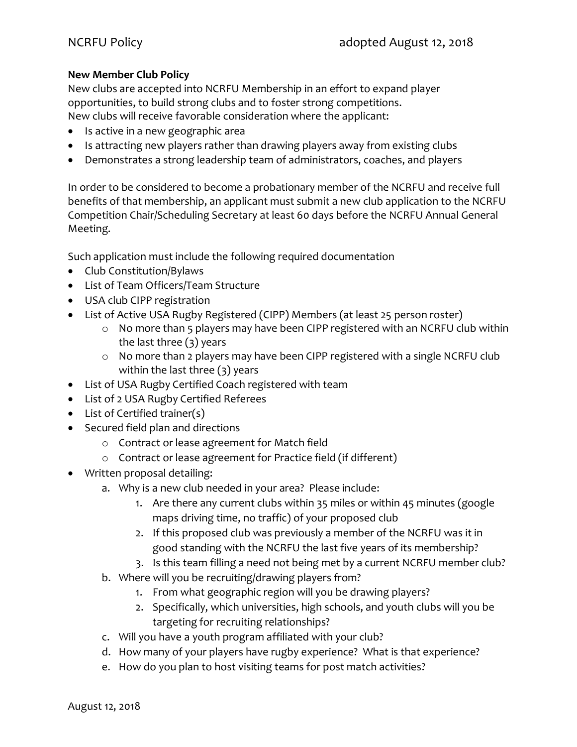**New Member Club Policy**

New clubs are accepted into NCRFU Membership in an effort to expand player opportunities, to build strong clubs and to foster strong competitions.
New clubs will receive favorable consideration where the applicant:

- Is active in a new geographic area
- Is attracting new players rather than drawing players away from existing clubs
- Demonstrates a strong leadership team of administrators, coaches, and players

In order to be considered to become a probationary member of the NCRFU and receive full benefits of that membership, an applicant must submit a new club application to the NCRFU Competition Chair/Scheduling Secretary at least 60 days before the NCRFU Annual General Meeting.

Such application must include the following required documentation

- Club Constitution/Bylaws
- List of Team Officers/Team Structure
- USA club CIPP registration
- List of Active USA Rugby Registered (CIPP) Members (at least 25 person roster)
  - No more than 5 players may have been CIPP registered with an NCRFU club within the last three (3) years
  - No more than 2 players may have been CIPP registered with a single NCRFU club within the last three (3) years
- List of USA Rugby Certified Coach registered with team
- List of 2 USA Rugby Certified Referees
- List of Certified trainer(s)
- Secured field plan and directions
  - Contract or lease agreement for Match field
  - Contract or lease agreement for Practice field (if different)
- Written proposal detailing:
  a. Why is a new club needed in your area? Please include:
     1. Are there any current clubs within 35 miles or within 45 minutes (google maps driving time, no traffic) of your proposed club
     2. If this proposed club was previously a member of the NCRFU was it in good standing with the NCRFU the last five years of its membership?
     3. Is this team filling a need not being met by a current NCRFU member club?
  b. Where will you be recruiting/drawing players from?
     1. From what geographic region will you be drawing players?
     2. Specifically, which universities, high schools, and youth clubs will you be targeting for recruiting relationships?
  c. Will you have a youth program affiliated with your club?
  d. How many of your players have rugby experience? What is that experience?
  e. How do you plan to host visiting teams for post match activities?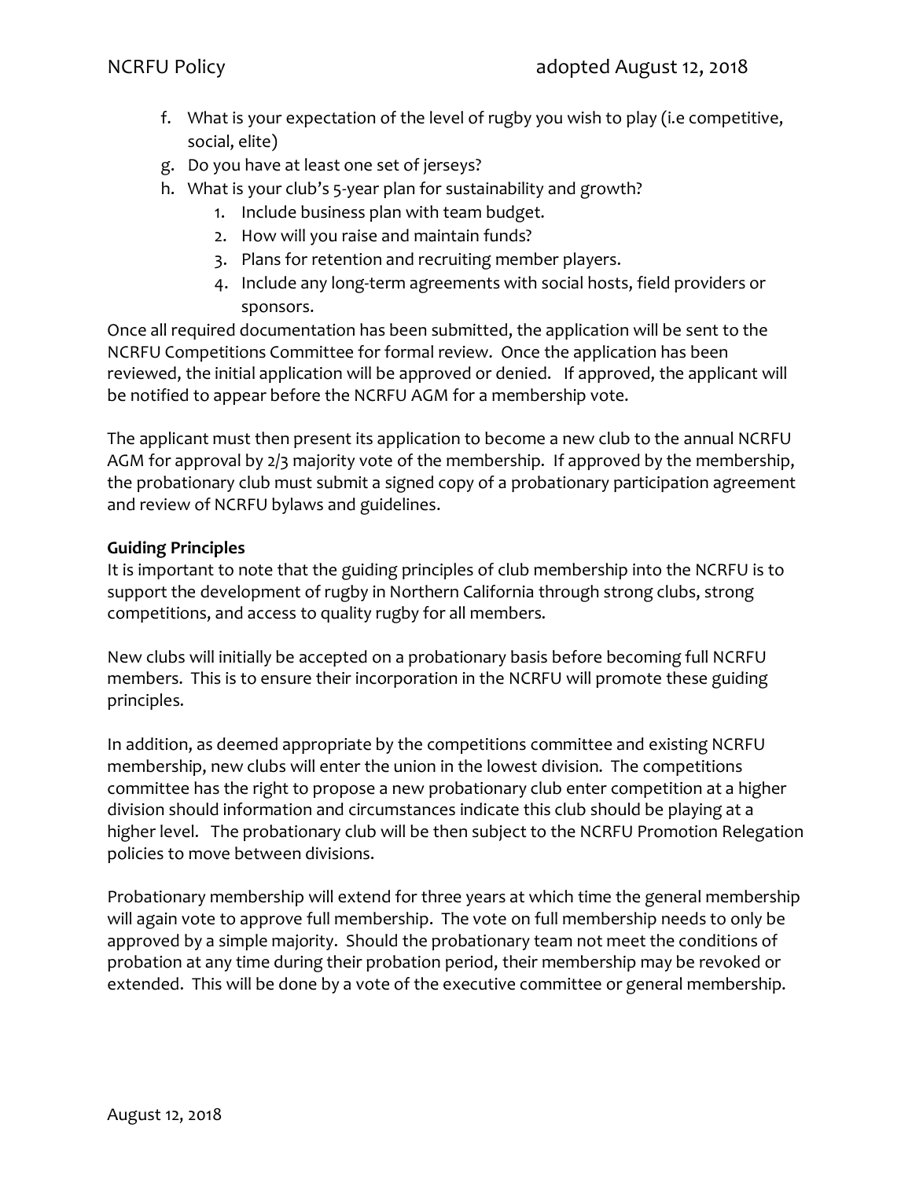f. What is your expectation of the level of rugby you wish to play (i.e competitive, social, elite)
g. Do you have at least one set of jerseys?
h. What is your club's 5-year plan for sustainability and growth?
    1. Include business plan with team budget.
    2. How will you raise and maintain funds?
    3. Plans for retention and recruiting member players.
    4. Include any long-term agreements with social hosts, field providers or sponsors.

Once all required documentation has been submitted, the application will be sent to the NCRFU Competitions Committee for formal review. Once the application has been reviewed, the initial application will be approved or denied. If approved, the applicant will be notified to appear before the NCRFU AGM for a membership vote.

The applicant must then present its application to become a new club to the annual NCRFU AGM for approval by 2/3 majority vote of the membership. If approved by the membership, the probationary club must submit a signed copy of a probationary participation agreement and review of NCRFU bylaws and guidelines.

**Guiding Principles**
It is important to note that the guiding principles of club membership into the NCRFU is to support the development of rugby in Northern California through strong clubs, strong competitions, and access to quality rugby for all members.

New clubs will initially be accepted on a probationary basis before becoming full NCRFU members. This is to ensure their incorporation in the NCRFU will promote these guiding principles.

In addition, as deemed appropriate by the competitions committee and existing NCRFU membership, new clubs will enter the union in the lowest division. The competitions committee has the right to propose a new probationary club enter competition at a higher division should information and circumstances indicate this club should be playing at a higher level. The probationary club will be then subject to the NCRFU Promotion Relegation policies to move between divisions.

Probationary membership will extend for three years at which time the general membership will again vote to approve full membership. The vote on full membership needs to only be approved by a simple majority. Should the probationary team not meet the conditions of probation at any time during their probation period, their membership may be revoked or extended. This will be done by a vote of the executive committee or general membership.